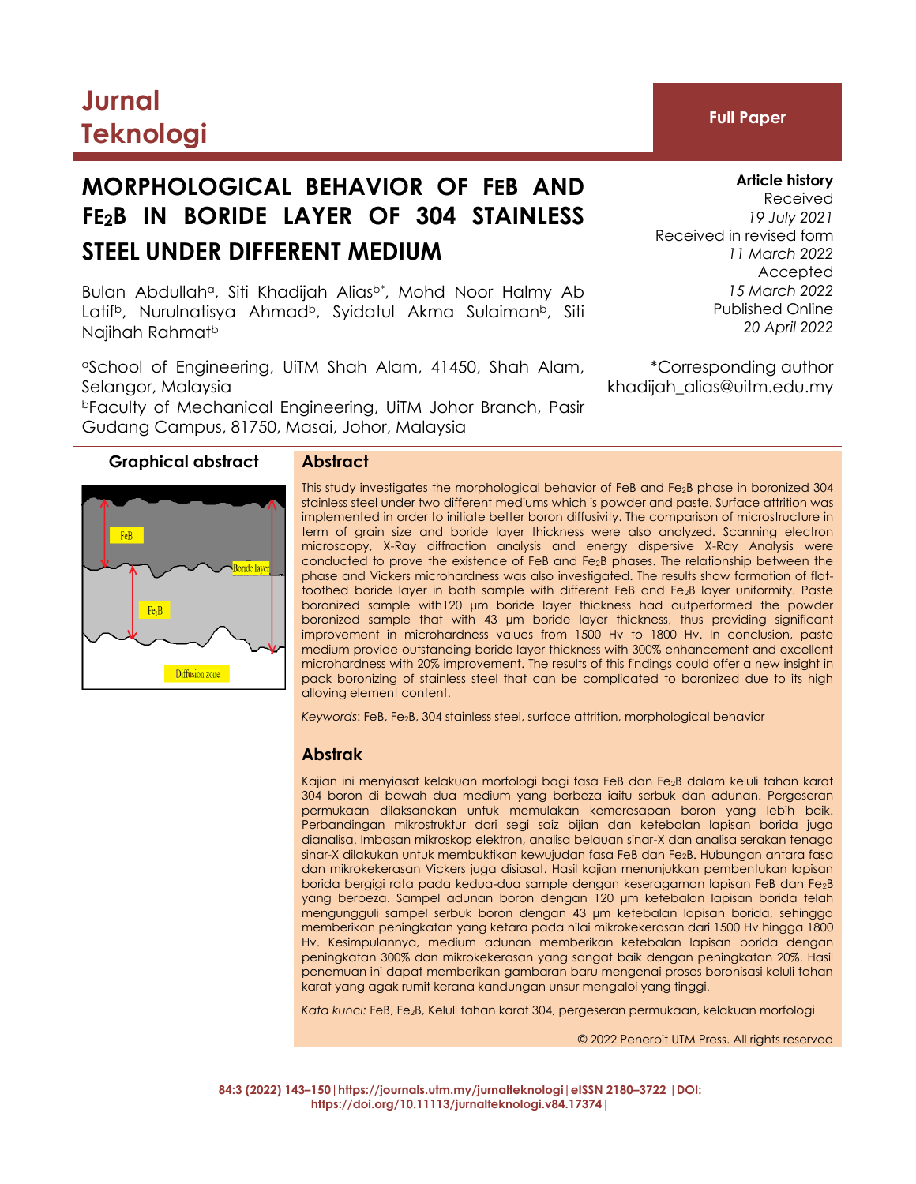Jurnal Teknologi

**Full Paper**

# MORPHOLOGICAL BEHAVIOR OF FeB AND $Fe_2B$ IN BORIDE LAYER OF 304 STAINLESS STEEL UNDER DIFFERENT MEDIUM

Bulan Abdullah[a], Siti Khadijah Alias[b*], Mohd Noor Halmy Ab Latif[b], Nurulnatisya Ahmad[b], Syidatul Akma Sulaiman[b], Siti Najihah Rahmat[b]

[a]School of Engineering, UiTM Shah Alam, 41450, Shah Alam, Selangor, Malaysia

[b]Faculty of Mechanical Engineering, UiTM Johor Branch, Pasir Gudang Campus, 81750, Masai, Johor, Malaysia

**Article history**

Received
*19 July 2021*
Received in revised form
*11 March 2022*
Accepted
*15 March 2022*
Published Online
*20 April 2022*

*Corresponding author
khadijah_alias@uitm.edu.my

**Graphical abstract**

## Abstract

This study investigates the morphological behavior of FeB and $Fe_2B$ phase in boronized 304 stainless steel under two different mediums which is powder and paste. Surface attrition was implemented in order to initiate better boron diffusivity. The comparison of microstructure in term of grain size and boride layer thickness were also analyzed. Scanning electron microscopy, X-Ray diffraction analysis and energy dispersive X-Ray Analysis were conducted to prove the existence of FeB and $Fe_2B$ phases. The relationship between the phase and Vickers microhardness was also investigated. The results show formation of flat-toothed boride layer in both sample with different FeB and $Fe_2B$ layer uniformity. Paste boronized sample with120 µm boride layer thickness had outperformed the powder boronized sample that with 43 µm boride layer thickness, thus providing significant improvement in microhardness values from 1500 Hv to 1800 Hv. In conclusion, paste medium provide outstanding boride layer thickness with 300% enhancement and excellent microhardness with 20% improvement. The results of this findings could offer a new insight in pack boronizing of stainless steel that can be complicated to boronized due to its high alloying element content.

*Keywords*: FeB, $Fe_2B$, 304 stainless steel, surface attrition, morphological behavior

## Abstrak

Kajian ini menyiasat kelakuan morfologi bagi fasa FeB dan $Fe_2B$ dalam keluli tahan karat 304 boron di bawah dua medium yang berbeza iaitu serbuk dan adunan. Pergeseran permukaan dilaksanakan untuk memulakan kemeresapan boron yang lebih baik. Perbandingan mikrostruktur dari segi saiz bijian dan ketebalan lapisan borida juga dianalisa. Imbasan mikroskop elektron, analisa belauan sinar-X dan analisa serakan tenaga sinar-X dilakukan untuk membuktikan kewujudan fasa FeB dan $Fe_2B$. Hubungan antara fasa dan mikrokekerasan Vickers juga disiasat. Hasil kajian menunjukkan pembentukan lapisan borida bergigi rata pada kedua-dua sample dengan keseragaman lapisan FeB dan $Fe_2B$ yang berbeza. Sampel adunan boron dengan 120 µm ketebalan lapisan borida telah mengungguli sampel serbuk boron dengan 43 µm ketebalan lapisan borida, sehingga memberikan peningkatan yang ketara pada nilai mikrokekerasan dari 1500 Hv hingga 1800 Hv. Kesimpulannya, medium adunan memberikan ketebalan lapisan borida dengan peningkatan 300% dan mikrokekerasan yang sangat baik dengan peningkatan 20%. Hasil penemuan ini dapat memberikan gambaran baru mengenai proses boronisasi keluli tahan karat yang agak rumit kerana kandungan unsur mengaloi yang tinggi.

*Kata kunci:* FeB, $Fe_2B$, Keluli tahan karat 304, pergeseran permukaan, kelakuan morfologi

© 2022 Penerbit UTM Press. All rights reserved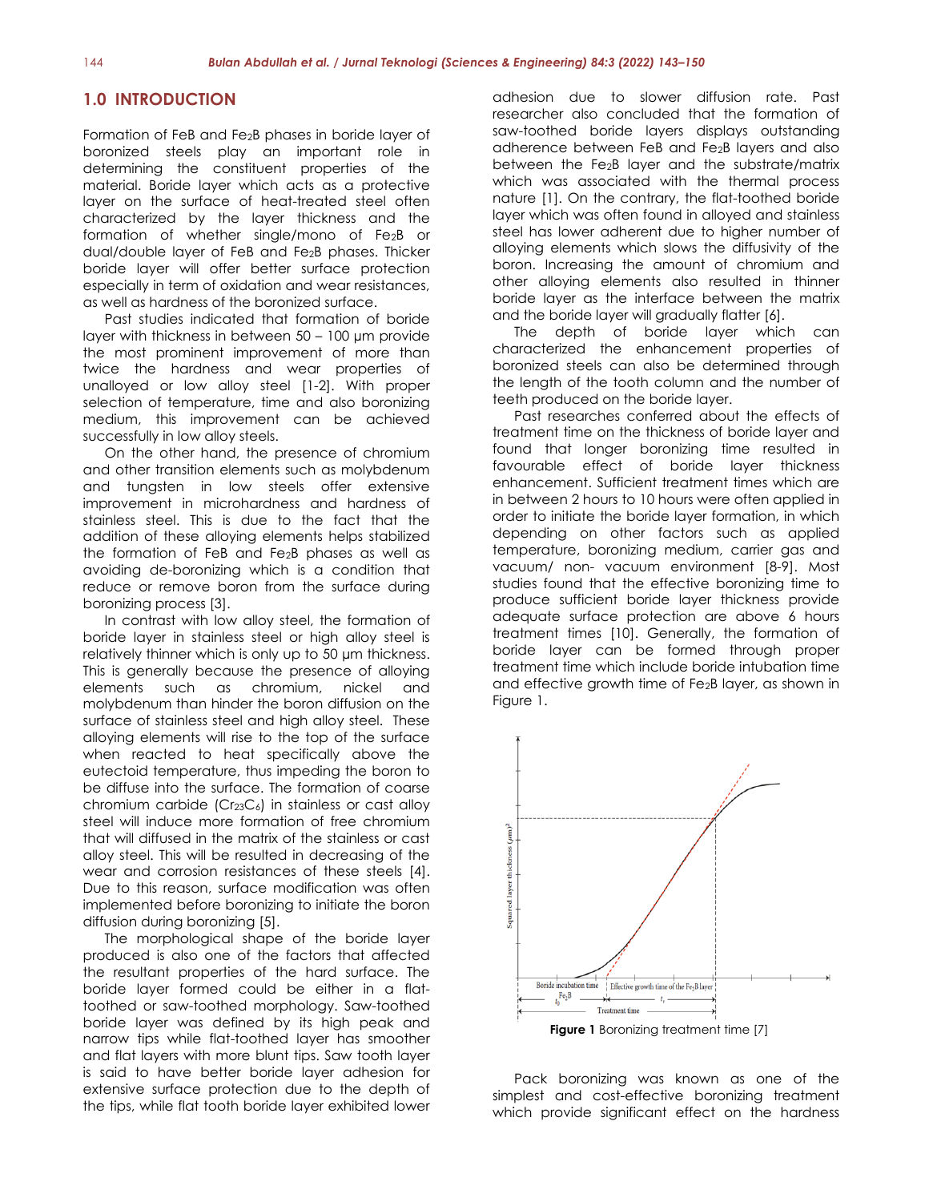## 1.0 INTRODUCTION

Formation of FeB and $Fe_2B$ phases in boride layer of boronized steels play an important role in determining the constituent properties of the material. Boride layer which acts as a protective layer on the surface of heat-treated steel often characterized by the layer thickness and the formation of whether single/mono of $Fe_2B$ or dual/double layer of FeB and $Fe_2B$ phases. Thicker boride layer will offer better surface protection especially in term of oxidation and wear resistances, as well as hardness of the boronized surface.

Past studies indicated that formation of boride layer with thickness in between 50 – 100 µm provide the most prominent improvement of more than twice the hardness and wear properties of unalloyed or low alloy steel [1-2]. With proper selection of temperature, time and also boronizing medium, this improvement can be achieved successfully in low alloy steels.

On the other hand, the presence of chromium and other transition elements such as molybdenum and tungsten in low steels offer extensive improvement in microhardness and hardness of stainless steel. This is due to the fact that the addition of these alloying elements helps stabilized the formation of FeB and $Fe_2B$ phases as well as avoiding de-boronizing which is a condition that reduce or remove boron from the surface during boronizing process [3].

In contrast with low alloy steel, the formation of boride layer in stainless steel or high alloy steel is relatively thinner which is only up to 50 µm thickness. This is generally because the presence of alloying elements such as chromium, nickel and molybdenum than hinder the boron diffusion on the surface of stainless steel and high alloy steel. These alloying elements will rise to the top of the surface when reacted to heat specifically above the eutectoid temperature, thus impeding the boron to be diffuse into the surface. The formation of coarse chromium carbide ($Cr_{23}C_6$) in stainless or cast alloy steel will induce more formation of free chromium that will diffused in the matrix of the stainless or cast alloy steel. This will be resulted in decreasing of the wear and corrosion resistances of these steels [4]. Due to this reason, surface modification was often implemented before boronizing to initiate the boron diffusion during boronizing [5].

The morphological shape of the boride layer produced is also one of the factors that affected the resultant properties of the hard surface. The boride layer formed could be either in a flat-toothed or saw-toothed morphology. Saw-toothed boride layer was defined by its high peak and narrow tips while flat-toothed layer has smoother and flat layers with more blunt tips. Saw tooth layer is said to have better boride layer adhesion for extensive surface protection due to the depth of the tips, while flat tooth boride layer exhibited lower adhesion due to slower diffusion rate. Past researcher also concluded that the formation of saw-toothed boride layers displays outstanding adherence between FeB and $Fe_2B$ layers and also between the $Fe_2B$ layer and the substrate/matrix which was associated with the thermal process nature [1]. On the contrary, the flat-toothed boride layer which was often found in alloyed and stainless steel has lower adherent due to higher number of alloying elements which slows the diffusivity of the boron. Increasing the amount of chromium and other alloying elements also resulted in thinner boride layer as the interface between the matrix and the boride layer will gradually flatter [6].

The depth of boride layer which can characterized the enhancement properties of boronized steels can also be determined through the length of the tooth column and the number of teeth produced on the boride layer.

Past researches conferred about the effects of treatment time on the thickness of boride layer and found that longer boronizing time resulted in favourable effect of boride layer thickness enhancement. Sufficient treatment times which are in between 2 hours to 10 hours were often applied in order to initiate the boride layer formation, in which depending on other factors such as applied temperature, boronizing medium, carrier gas and vacuum/ non- vacuum environment [8-9]. Most studies found that the effective boronizing time to produce sufficient boride layer thickness provide adequate surface protection are above 6 hours treatment times [10]. Generally, the formation of boride layer can be formed through proper treatment time which include boride intubation time and effective growth time of $Fe_2B$ layer, as shown in Figure 1.

**Figure 1** Boronizing treatment time [7]

Pack boronizing was known as one of the simplest and cost-effective boronizing treatment which provide significant effect on the hardness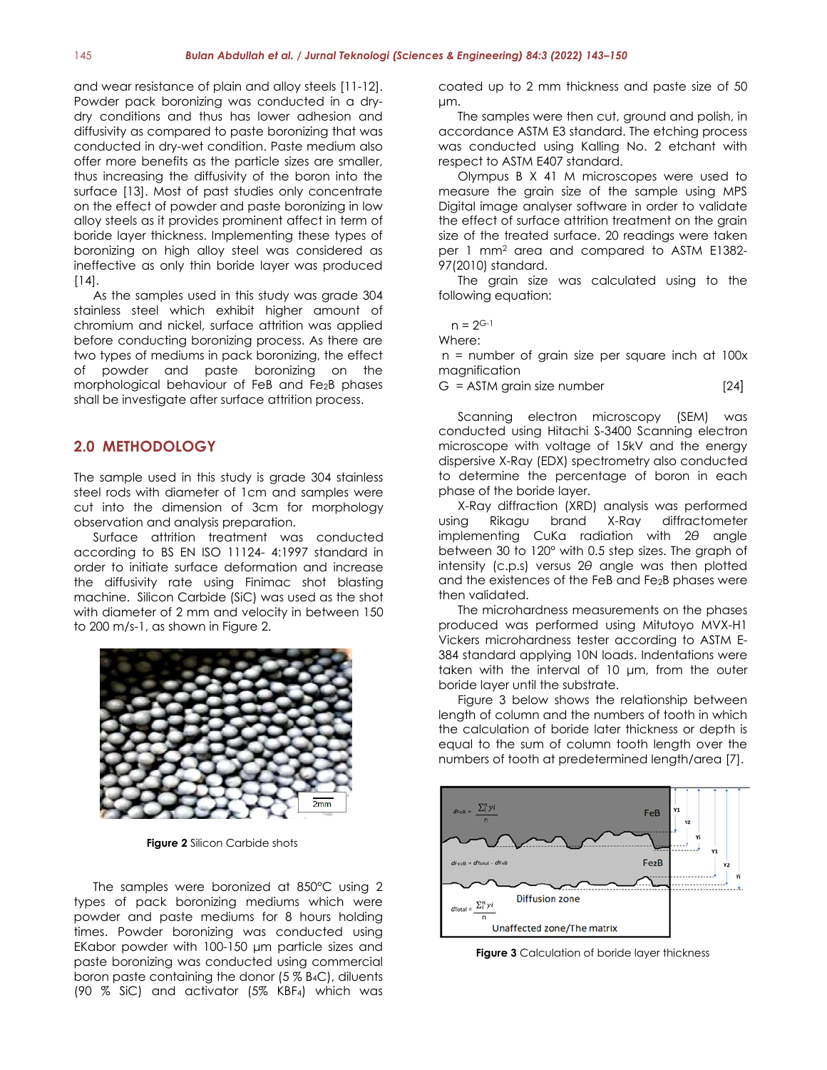and wear resistance of plain and alloy steels [11-12]. Powder pack boronizing was conducted in a dry-dry conditions and thus has lower adhesion and diffusivity as compared to paste boronizing that was conducted in dry-wet condition. Paste medium also offer more benefits as the particle sizes are smaller, thus increasing the diffusivity of the boron into the surface [13]. Most of past studies only concentrate on the effect of powder and paste boronizing in low alloy steels as it provides prominent affect in term of boride layer thickness. Implementing these types of boronizing on high alloy steel was considered as ineffective as only thin boride layer was produced [14].

As the samples used in this study was grade 304 stainless steel which exhibit higher amount of chromium and nickel, surface attrition was applied before conducting boronizing process. As there are two types of mediums in pack boronizing, the effect of powder and paste boronizing on the morphological behaviour of FeB and $Fe_2B$ phases shall be investigate after surface attrition process.

## 2.0 METHODOLOGY

The sample used in this study is grade 304 stainless steel rods with diameter of 1cm and samples were cut into the dimension of 3cm for morphology observation and analysis preparation.

Surface attrition treatment was conducted according to BS EN ISO 11124- 4:1997 standard in order to initiate surface deformation and increase the diffusivity rate using Finimac shot blasting machine. Silicon Carbide (SiC) was used as the shot with diameter of 2 mm and velocity in between 150 to 200 m/s-1, as shown in Figure 2.

**Figure 2** Silicon Carbide shots

The samples were boronized at 850°C using 2 types of pack boronizing mediums which were powder and paste mediums for 8 hours holding times. Powder boronizing was conducted using EKabor powder with 100-150 µm particle sizes and paste boronizing was conducted using commercial boron paste containing the donor (5 % $B_4C$), diluents (90 % SiC) and activator (5% $KBF_4$) which was coated up to 2 mm thickness and paste size of 50 µm.

The samples were then cut, ground and polish, in accordance ASTM E3 standard. The etching process was conducted using Kalling No. 2 etchant with respect to ASTM E407 standard.

Olympus B X 41 M microscopes were used to measure the grain size of the sample using MPS Digital image analyser software in order to validate the effect of surface attrition treatment on the grain size of the treated surface. 20 readings were taken per 1 mm$^2$ area and compared to ASTM E1382-97(2010) standard.

The grain size was calculated using to the following equation:

$$n = 2^{G-1}$$

Where:

n = number of grain size per square inch at 100x magnification

G = ASTM grain size number [24]

Scanning electron microscopy (SEM) was conducted using Hitachi S-3400 Scanning electron microscope with voltage of 15kV and the energy dispersive X-Ray (EDX) spectrometry also conducted to determine the percentage of boron in each phase of the boride layer.

X-Ray diffraction (XRD) analysis was performed using Rikagu brand X-Ray diffractometer implementing CuKa radiation with 2*θ* angle between 30 to 120° with 0.5 step sizes. The graph of intensity (c.p.s) versus 2*θ* angle was then plotted and the existences of the FeB and $Fe_2B$ phases were then validated.

The microhardness measurements on the phases produced was performed using Mitutoyo MVX-H1 Vickers microhardness tester according to ASTM E-384 standard applying 10N loads. Indentations were taken with the interval of 10 µm, from the outer boride layer until the substrate.

Figure 3 below shows the relationship between length of column and the numbers of tooth in which the calculation of boride later thickness or depth is equal to the sum of column tooth length over the numbers of tooth at predetermined length/area [7].

**Figure 3** Calculation of boride layer thickness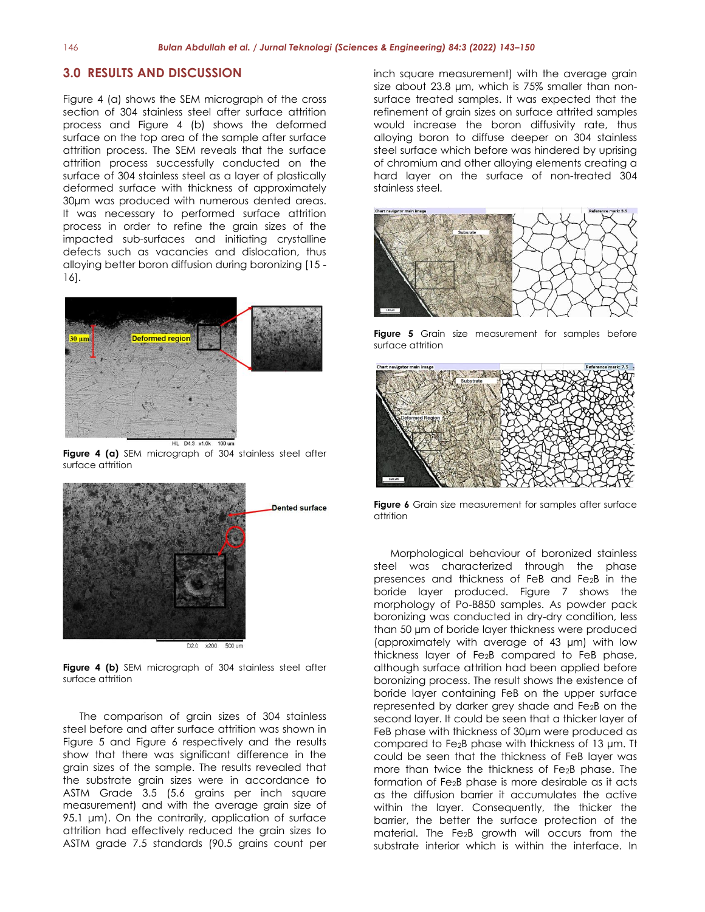## 3.0 RESULTS AND DISCUSSION

Figure 4 (a) shows the SEM micrograph of the cross section of 304 stainless steel after surface attrition process and Figure 4 (b) shows the deformed surface on the top area of the sample after surface attrition process. The SEM reveals that the surface attrition process successfully conducted on the surface of 304 stainless steel as a layer of plastically deformed surface with thickness of approximately 30µm was produced with numerous dented areas. It was necessary to performed surface attrition process in order to refine the grain sizes of the impacted sub-surfaces and initiating crystalline defects such as vacancies and dislocation, thus alloying better boron diffusion during boronizing [15 - 16].

**Figure 4 (a)** SEM micrograph of 304 stainless steel after surface attrition

**Figure 4 (b)** SEM micrograph of 304 stainless steel after surface attrition

The comparison of grain sizes of 304 stainless steel before and after surface attrition was shown in Figure 5 and Figure 6 respectively and the results show that there was significant difference in the grain sizes of the sample. The results revealed that the substrate grain sizes were in accordance to ASTM Grade 3.5 (5.6 grains per inch square measurement) and with the average grain size of 95.1 µm). On the contrarily, application of surface attrition had effectively reduced the grain sizes to ASTM grade 7.5 standards (90.5 grains count per inch square measurement) with the average grain size about 23.8 µm, which is 75% smaller than non-surface treated samples. It was expected that the refinement of grain sizes on surface attrited samples would increase the boron diffusivity rate, thus alloying boron to diffuse deeper on 304 stainless steel surface which before was hindered by uprising of chromium and other alloying elements creating a hard layer on the surface of non-treated 304 stainless steel.

**Figure 5** Grain size measurement for samples before surface attrition

**Figure 6** Grain size measurement for samples after surface attrition

Morphological behaviour of boronized stainless steel was characterized through the phase presences and thickness of FeB and $Fe_2B$ in the boride layer produced. Figure 7 shows the morphology of Po-B850 samples. As powder pack boronizing was conducted in dry-dry condition, less than 50 µm of boride layer thickness were produced (approximately with average of 43 µm) with low thickness layer of $Fe_2B$ compared to FeB phase, although surface attrition had been applied before boronizing process. The result shows the existence of boride layer containing FeB on the upper surface represented by darker grey shade and $Fe_2B$ on the second layer. It could be seen that a thicker layer of FeB phase with thickness of 30µm were produced as compared to $Fe_2B$ phase with thickness of 13 µm. Tt could be seen that the thickness of FeB layer was more than twice the thickness of $Fe_2B$ phase. The formation of $Fe_2B$ phase is more desirable as it acts as the diffusion barrier it accumulates the active within the layer. Consequently, the thicker the barrier, the better the surface protection of the material. The $Fe_2B$ growth will occurs from the substrate interior which is within the interface. In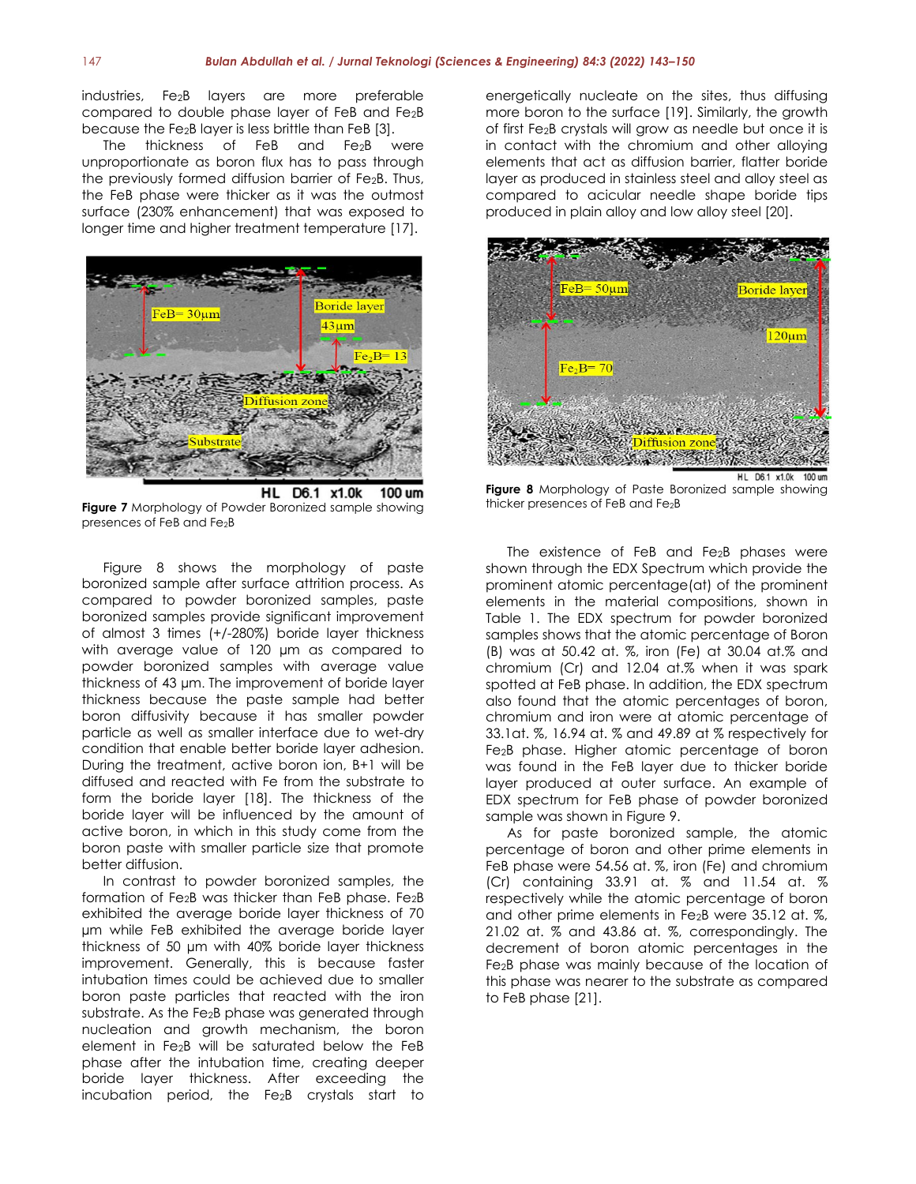industries, $Fe_2B$ layers are more preferable compared to double phase layer of FeB and $Fe_2B$ because the $Fe_2B$ layer is less brittle than FeB [3].

The thickness of FeB and $Fe_2B$ were unproportionate as boron flux has to pass through the previously formed diffusion barrier of $Fe_2B$. Thus, the FeB phase were thicker as it was the outmost surface (230% enhancement) that was exposed to longer time and higher treatment temperature [17].

**Figure 7** Morphology of Powder Boronized sample showing presences of FeB and $Fe_2B$

Figure 8 shows the morphology of paste boronized sample after surface attrition process. As compared to powder boronized samples, paste boronized samples provide significant improvement of almost 3 times (+/-280%) boride layer thickness with average value of 120 µm as compared to powder boronized samples with average value thickness of 43 µm. The improvement of boride layer thickness because the paste sample had better boron diffusivity because it has smaller powder particle as well as smaller interface due to wet-dry condition that enable better boride layer adhesion. During the treatment, active boron ion, B+1 will be diffused and reacted with Fe from the substrate to form the boride layer [18]. The thickness of the boride layer will be influenced by the amount of active boron, in which in this study come from the boron paste with smaller particle size that promote better diffusion.

In contrast to powder boronized samples, the formation of $Fe_2B$ was thicker than FeB phase. $Fe_2B$ exhibited the average boride layer thickness of 70 µm while FeB exhibited the average boride layer thickness of 50 µm with 40% boride layer thickness improvement. Generally, this is because faster intubation times could be achieved due to smaller boron paste particles that reacted with the iron substrate. As the $Fe_2B$ phase was generated through nucleation and growth mechanism, the boron element in $Fe_2B$ will be saturated below the FeB phase after the intubation time, creating deeper boride layer thickness. After exceeding the incubation period, the $Fe_2B$ crystals start to energetically nucleate on the sites, thus diffusing more boron to the surface [19]. Similarly, the growth of first $Fe_2B$ crystals will grow as needle but once it is in contact with the chromium and other alloying elements that act as diffusion barrier, flatter boride layer as produced in stainless steel and alloy steel as compared to acicular needle shape boride tips produced in plain alloy and low alloy steel [20].

**Figure 8** Morphology of Paste Boronized sample showing thicker presences of FeB and $Fe_2B$

The existence of FeB and $Fe_2B$ phases were shown through the EDX Spectrum which provide the prominent atomic percentage(at) of the prominent elements in the material compositions, shown in Table 1. The EDX spectrum for powder boronized samples shows that the atomic percentage of Boron (B) was at 50.42 at. %, iron (Fe) at 30.04 at.% and chromium (Cr) and 12.04 at.% when it was spark spotted at FeB phase. In addition, the EDX spectrum also found that the atomic percentages of boron, chromium and iron were at atomic percentage of 33.1at. %, 16.94 at. % and 49.89 at % respectively for $Fe_2B$ phase. Higher atomic percentage of boron was found in the FeB layer due to thicker boride layer produced at outer surface. An example of EDX spectrum for FeB phase of powder boronized sample was shown in Figure 9.

As for paste boronized sample, the atomic percentage of boron and other prime elements in FeB phase were 54.56 at. %, iron (Fe) and chromium (Cr) containing 33.91 at. % and 11.54 at. % respectively while the atomic percentage of boron and other prime elements in $Fe_2B$ were 35.12 at. %, 21.02 at. % and 43.86 at. %, correspondingly. The decrement of boron atomic percentages in the $Fe_2B$ phase was mainly because of the location of this phase was nearer to the substrate as compared to FeB phase [21].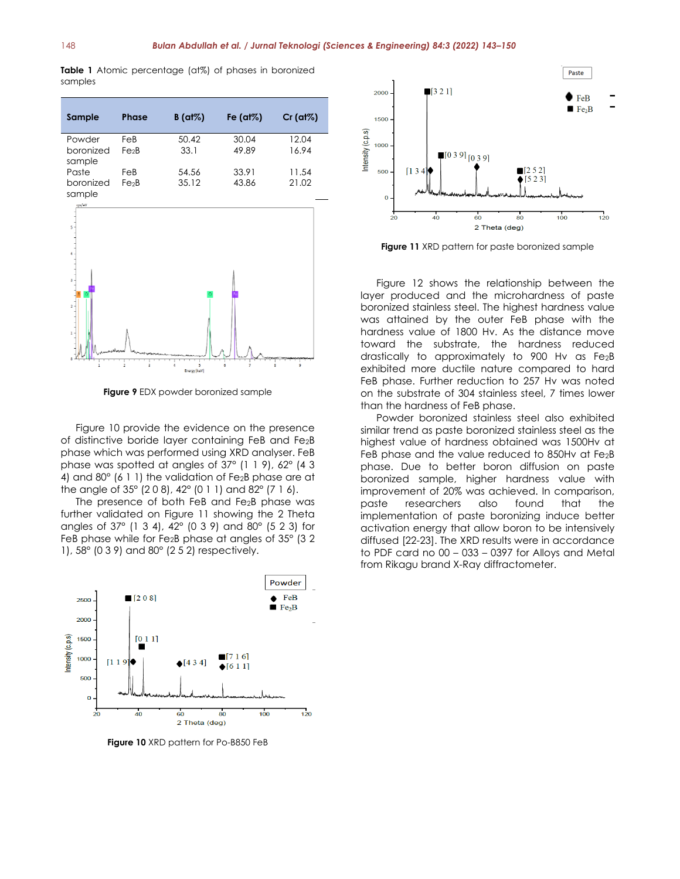**Table 1** Atomic percentage (at%) of phases in boronized samples

| Sample | Phase | B (at%) | Fe (at%) | Cr (at%) |
|---|---|---|---|---|
| Powder boronized sample | FeB | 50.42 | 30.04 | 12.04 |
| | $Fe_2B$ | 33.1 | 49.89 | 16.94 |
| Paste boronized sample | FeB | 54.56 | 33.91 | 11.54 |
| | $Fe_2B$ | 35.12 | 43.86 | 21.02 |

**Figure 9** EDX powder boronized sample

Figure 10 provide the evidence on the presence of distinctive boride layer containing FeB and $Fe_2B$ phase which was performed using XRD analyser. FeB phase was spotted at angles of 37° (1 1 9), 62° (4 3 4) and 80° (6 1 1) the validation of $Fe_2B$ phase are at the angle of 35° (2 0 8), 42° (0 1 1) and 82° (7 1 6).

The presence of both FeB and $Fe_2B$ phase was further validated on Figure 11 showing the 2 Theta angles of 37° (1 3 4), 42° (0 3 9) and 80° (5 2 3) for FeB phase while for $Fe_2B$ phase at angles of 35° (3 2 1), 58° (0 3 9) and 80° (2 5 2) respectively.

**Figure 10** XRD pattern for Po-B850 FeB

**Figure 11** XRD pattern for paste boronized sample

Figure 12 shows the relationship between the layer produced and the microhardness of paste boronized stainless steel. The highest hardness value was attained by the outer FeB phase with the hardness value of 1800 Hv. As the distance move toward the substrate, the hardness reduced drastically to approximately to 900 Hv as $Fe_2B$ exhibited more ductile nature compared to hard FeB phase. Further reduction to 257 Hv was noted on the substrate of 304 stainless steel, 7 times lower than the hardness of FeB phase.

Powder boronized stainless steel also exhibited similar trend as paste boronized stainless steel as the highest value of hardness obtained was 1500Hv at FeB phase and the value reduced to 850Hv at $Fe_2B$ phase. Due to better boron diffusion on paste boronized sample, higher hardness value with improvement of 20% was achieved. In comparison, paste researchers also found that the implementation of paste boronizing induce better activation energy that allow boron to be intensively diffused [22-23]. The XRD results were in accordance to PDF card no 00 – 033 – 0397 for Alloys and Metal from Rikagu brand X-Ray diffractometer.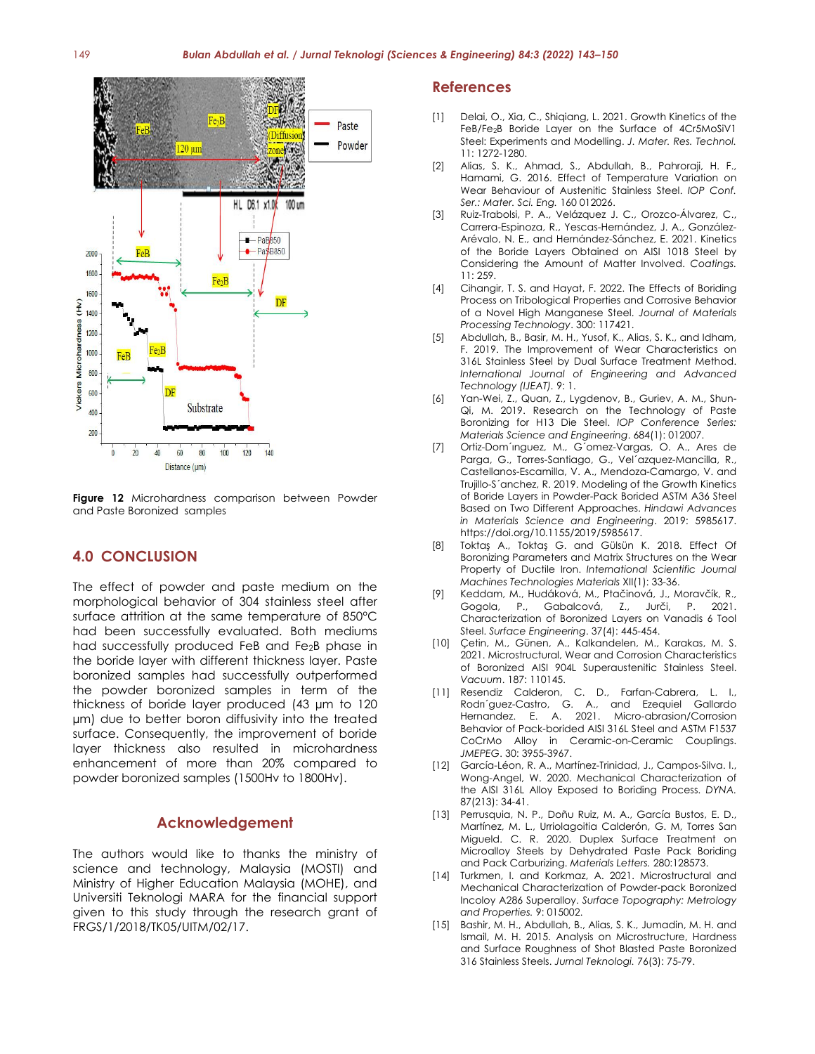Figure 12 Microhardness comparison between Powder and Paste Boronized samples

## 4.0 CONCLUSION

The effect of powder and paste medium on the morphological behavior of 304 stainless steel after surface attrition at the same temperature of 850°C had been successfully evaluated. Both mediums had successfully produced FeB and $Fe_2B$ phase in the boride layer with different thickness layer. Paste boronized samples had successfully outperformed the powder boronized samples in term of the thickness of boride layer produced (43 µm to 120 µm) due to better boron diffusivity into the treated surface. Consequently, the improvement of boride layer thickness also resulted in microhardness enhancement of more than 20% compared to powder boronized samples (1500Hv to 1800Hv).

## Acknowledgement

The authors would like to thanks the ministry of science and technology, Malaysia (MOSTI) and Ministry of Higher Education Malaysia (MOHE), and Universiti Teknologi MARA for the financial support given to this study through the research grant of FRGS/1/2018/TK05/UITM/02/17.

## References

[1] Delai, O., Xia, C., Shiqiang, L. 2021. Growth Kinetics of the FeB/$Fe_2B$ Boride Layer on the Surface of 4Cr5MoSiV1 Steel: Experiments and Modelling. *J. Mater. Res. Technol.* 11: 1272-1280.

[2] Alias, S. K., Ahmad, S., Abdullah, B., Pahroraji, H. F., Hamami, G. 2016. Effect of Temperature Variation on Wear Behaviour of Austenitic Stainless Steel. *IOP Conf. Ser.: Mater. Sci. Eng.* 160 012026.

[3] Ruiz-Trabolsi, P. A., Velázquez J. C., Orozco-Álvarez, C., Carrera-Espinoza, R., Yescas-Hernández, J. A., González-Arévalo, N. E., and Hernández-Sánchez, E. 2021. Kinetics of the Boride Layers Obtained on AISI 1018 Steel by Considering the Amount of Matter Involved. *Coatings.* 11: 259.

[4] Cihangir, T. S. and Hayat, F. 2022. The Effects of Boriding Process on Tribological Properties and Corrosive Behavior of a Novel High Manganese Steel. *Journal of Materials Processing Technology*. 300: 117421.

[5] Abdullah, B., Basir, M. H., Yusof, K., Alias, S. K., and Idham, F. 2019. The Improvement of Wear Characteristics on 316L Stainless Steel by Dual Surface Treatment Method. *International Journal of Engineering and Advanced Technology (IJEAT)*. 9: 1.

[6] Yan-Wei, Z., Quan, Z., Lygdenov, B., Guriev, A. M., Shun-Qi, M. 2019. Research on the Technology of Paste Boronizing for H13 Die Steel. *IOP Conference Series: Materials Science and Engineering*. 684(1): 012007.

[7] Ortiz-Dom´ınguez, M., G´omez-Vargas, O. A., Ares de Parga, G., Torres-Santiago, G., Vel´azquez-Mancilla, R., Castellanos-Escamilla, V. A., Mendoza-Camargo, V. and Trujillo-S´anchez, R. 2019. Modeling of the Growth Kinetics of Boride Layers in Powder-Pack Borided ASTM A36 Steel Based on Two Different Approaches. *Hindawi Advances in Materials Science and Engineering*. 2019: 5985617. https://doi.org/10.1155/2019/5985617.

[8] Toktaş A., Toktaş G. and Gülsün K. 2018. Effect Of Boronizing Parameters and Matrix Structures on the Wear Property of Ductile Iron. *International Scientific Journal Machines Technologies Materials* XII(1): 33-36.

[9] Keddam, M., Hudáková, M., Ptačinová, J., Moravčík, R., Gogola, P., Gabalcová, Z., Jurči, P. 2021. Characterization of Boronized Layers on Vanadis 6 Tool Steel. *Surface Engineering*. 37(4): 445-454.

[10] Çetin, M., Günen, A., Kalkandelen, M., Karakas, M. S. 2021. Microstructural, Wear and Corrosion Characteristics of Boronized AISI 904L Superaustenitic Stainless Steel. *Vacuum*. 187: 110145.

[11] Resendiz Calderon, C. D., Farfan-Cabrera, L. I., Rodr´guez-Castro, G. A., and Ezequiel Gallardo Hernandez. E. A. 2021. Micro-abrasion/Corrosion Behavior of Pack-borided AISI 316L Steel and ASTM F1537 CoCrMo Alloy in Ceramic-on-Ceramic Couplings. *JMEPEG*. 30: 3955-3967.

[12] García-Léon, R. A., Martínez-Trinidad, J., Campos-Silva. I., Wong-Angel, W. 2020. Mechanical Characterization of the AISI 316L Alloy Exposed to Boriding Process. *DYNA*. 87(213): 34-41.

[13] Perrusquia, N. P., Doñu Ruiz, M. A., García Bustos, E. D., Martínez, M. L., Urriolagoitia Calderón, G. M, Torres San Migueld. C. R. 2020. Duplex Surface Treatment on Microalloy Steels by Dehydrated Paste Pack Boriding and Pack Carburizing. *Materials Letters.* 280:128573.

[14] Turkmen, I. and Korkmaz, A. 2021. Microstructural and Mechanical Characterization of Powder-pack Boronized Incoloy A286 Superalloy. *Surface Topography: Metrology and Properties.* 9: 015002.

[15] Bashir, M. H., Abdullah, B., Alias, S. K., Jumadin, M. H. and Ismail, M. H. 2015. Analysis on Microstructure, Hardness and Surface Roughness of Shot Blasted Paste Boronized 316 Stainless Steels. *Jurnal Teknologi.* 76(3): 75-79.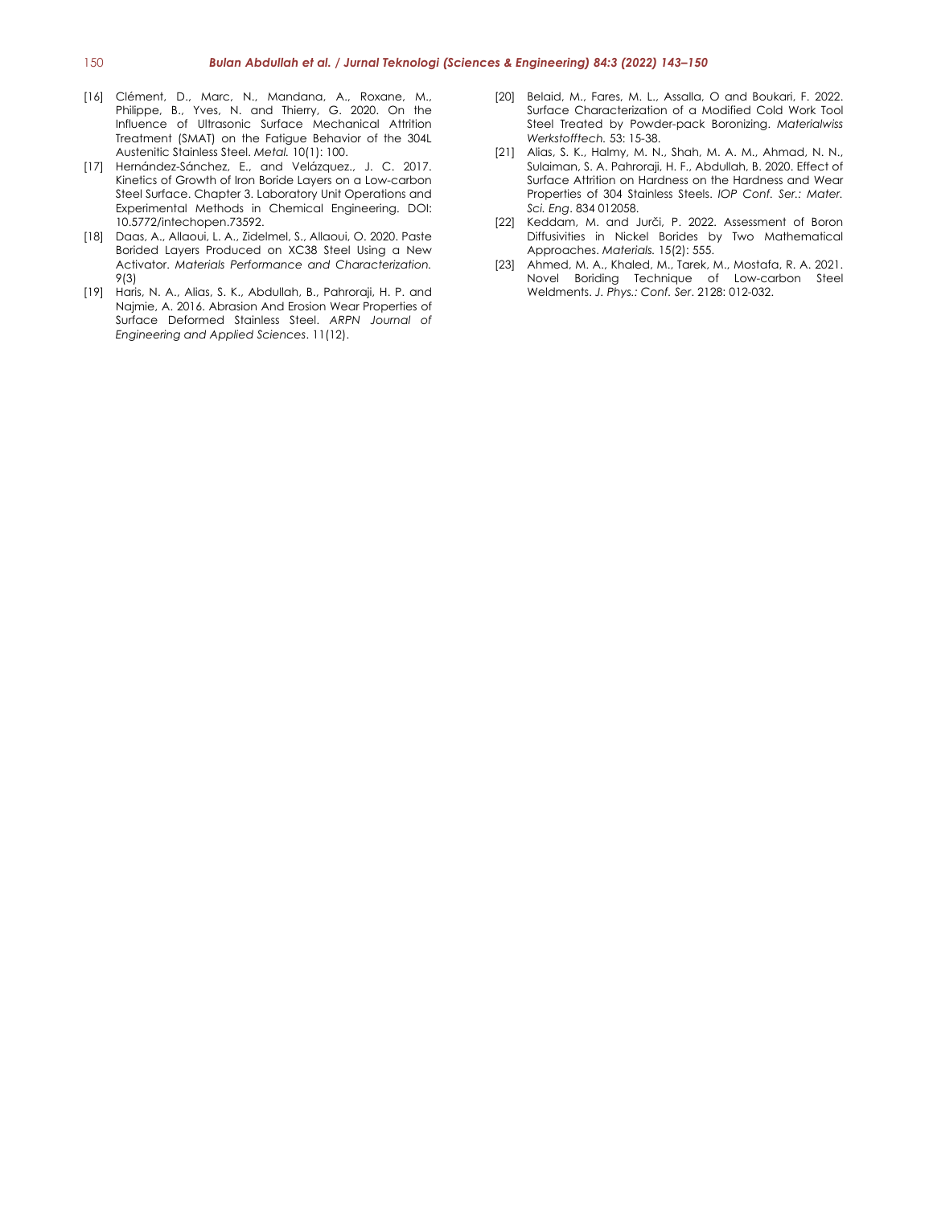[16] Clément, D., Marc, N., Mandana, A., Roxane, M., Philippe, B., Yves, N. and Thierry, G. 2020. On the Influence of Ultrasonic Surface Mechanical Attrition Treatment (SMAT) on the Fatigue Behavior of the 304L Austenitic Stainless Steel. *Metal.* 10(1): 100.

[17] Hernández-Sánchez, E., and Velázquez., J. C. 2017. Kinetics of Growth of Iron Boride Layers on a Low-carbon Steel Surface. Chapter 3. Laboratory Unit Operations and Experimental Methods in Chemical Engineering. DOI: 10.5772/intechopen.73592.

[18] Daas, A., Allaoui, L. A., Zidelmel, S., Allaoui, O. 2020. Paste Borided Layers Produced on XC38 Steel Using a New Activator. *Materials Performance and Characterization.* 9(3)

[19] Haris, N. A., Alias, S. K., Abdullah, B., Pahroraji, H. P. and Najmie, A. 2016. Abrasion And Erosion Wear Properties of Surface Deformed Stainless Steel. *ARPN Journal of Engineering and Applied Sciences*. 11(12).

[20] Belaid, M., Fares, M. L., Assalla, O and Boukari, F. 2022. Surface Characterization of a Modified Cold Work Tool Steel Treated by Powder-pack Boronizing. *Materialwiss Werkstofftech.* 53: 15-38.

[21] Alias, S. K., Halmy, M. N., Shah, M. A. M., Ahmad, N. N., Sulaiman, S. A. Pahroraji, H. F., Abdullah, B. 2020. Effect of Surface Attrition on Hardness on the Hardness and Wear Properties of 304 Stainless Steels. *IOP Conf. Ser.: Mater. Sci. Eng*. 834 012058.

[22] Keddam, M. and Jurči, P. 2022. Assessment of Boron Diffusivities in Nickel Borides by Two Mathematical Approaches. *Materials.* 15(2): 555.

[23] Ahmed, M. A., Khaled, M., Tarek, M., Mostafa, R. A. 2021. Novel Boriding Technique of Low-carbon Steel Weldments. *J. Phys.: Conf. Ser*. 2128: 012-032.